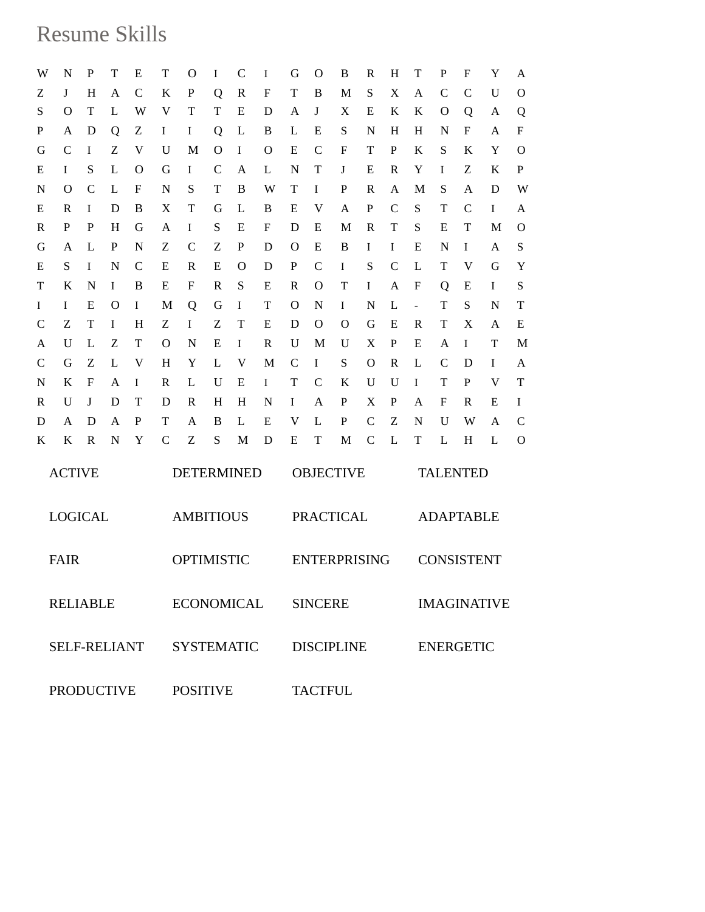# Resume Skills

```
W N P T E T O I C I G O B R H T P F Y A
Z J H A C K P Q R F T B M S X A C C U O
S O T L W V T T E D A J X E K K O Q A Q
P A D Q Z I I Q L B L E S N H H N F A F
G C I Z V U M O I O E C F T P K S K Y O
E I S L O G I C A L N T J E R Y I Z K P
N O C L F N S T B W T I P R A M S A D W
E R I D B X T G L B E V A P C S T C I A
R P P H G A I S E F D E M R T S E T M O
G A L P N Z C Z P D O E B I I E N I A S
E S I N C E R E O D P C I S C L T V G Y
T K N I B E F R S E R O T I A F Q E I S
I I E O I M Q G I T O N I N L - T S N T
C Z T I H Z I Z T E D O O G E R T X A E
A U L Z T O N E I R U M U X P E A I T M
C G Z L V H Y L V M C I S O R L C D I A
N K F A I R L U E I T C K U U I T P V T
R U J D T D R H H N I A P X P A F R E I
D A D A P T A B L E V L P C Z N U W A C
K K R N Y C Z S M D E T M C L T L H L O
```

| | | | |
|---|---|---|---|
| ACTIVE | DETERMINED | OBJECTIVE | TALENTED |
| LOGICAL | AMBITIOUS | PRACTICAL | ADAPTABLE |
| FAIR | OPTIMISTIC | ENTERPRISING | CONSISTENT |
| RELIABLE | ECONOMICAL | SINCERE | IMAGINATIVE |
| SELF-RELIANT | SYSTEMATIC | DISCIPLINE | ENERGETIC |
| PRODUCTIVE | POSITIVE | TACTFUL | |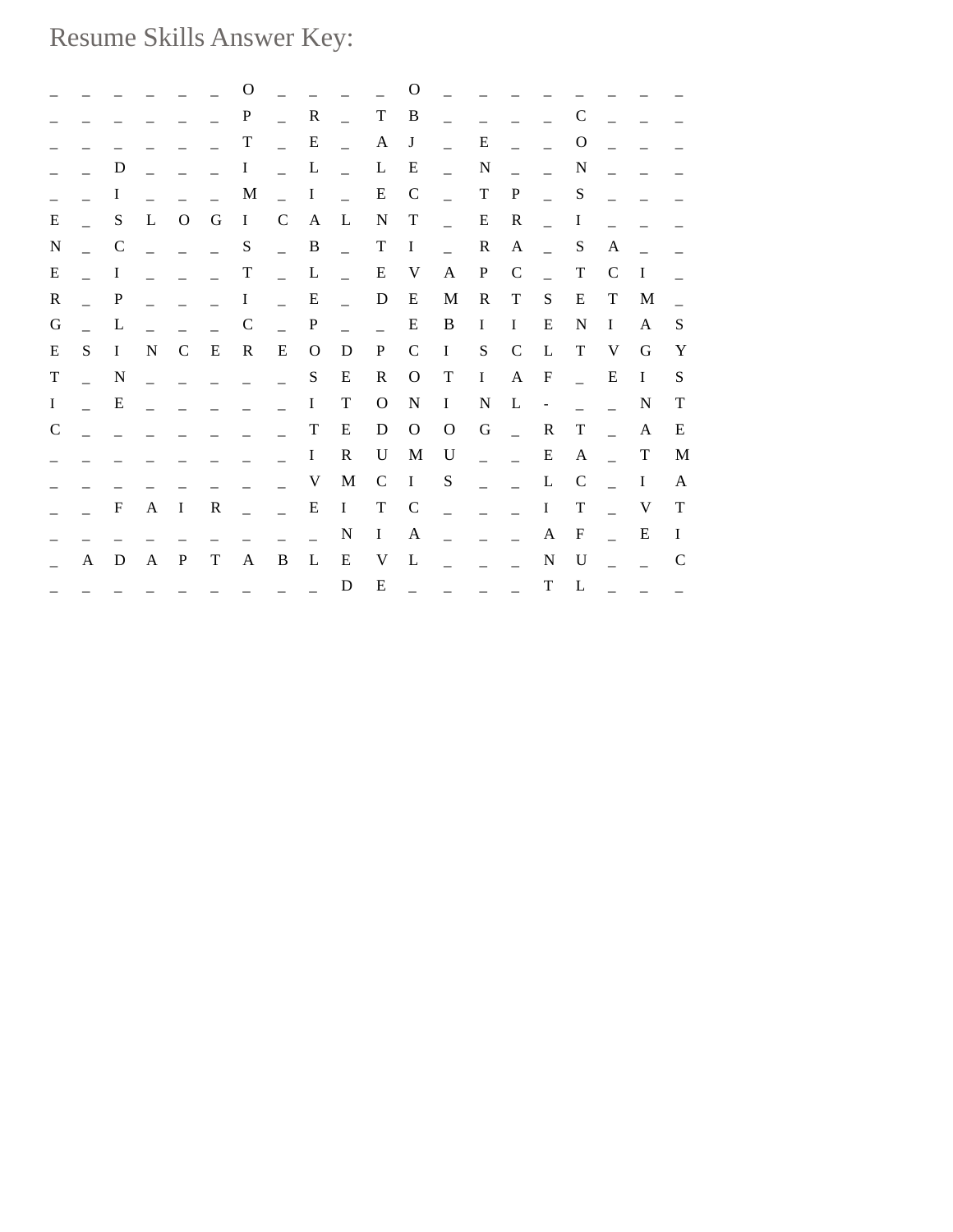Resume Skills Answer Key:

| | | | | | | | | | | | | | | | | | | | |
|---|---|---|---|---|---|---|---|---|---|---|---|---|---|---|---|---|---|---|---|
| _ | _ | _ | _ | _ | _ | O | _ | _ | _ | _ | O | _ | _ | _ | _ | _ | _ | _ | _ |
| _ | _ | _ | _ | _ | _ | P | _ | R | _ | T | B | _ | _ | _ | _ | C | _ | _ | _ |
| _ | _ | _ | _ | _ | _ | T | _ | E | _ | A | J | _ | E | _ | _ | O | _ | _ | _ |
| _ | _ | D | _ | _ | _ | I | _ | L | _ | L | E | _ | N | _ | _ | N | _ | _ | _ |
| _ | _ | I | _ | _ | _ | M | _ | I | _ | E | C | _ | T | P | _ | S | _ | _ | _ |
| E | _ | S | L | O | G | I | C | A | L | N | T | _ | E | R | _ | I | _ | _ | _ |
| N | _ | C | _ | _ | _ | S | _ | B | _ | T | I | _ | R | A | _ | S | A | _ | _ |
| E | _ | I | _ | _ | _ | T | _ | L | _ | E | V | A | P | C | _ | T | C | I | _ |
| R | _ | P | _ | _ | _ | I | _ | E | _ | D | E | M | R | T | S | E | T | M | _ |
| G | _ | L | _ | _ | _ | C | _ | P | _ | _ | E | B | I | I | E | N | I | A | S |
| E | S | I | N | C | E | R | E | O | D | P | C | I | S | C | L | T | V | G | Y |
| T | _ | N | _ | _ | _ | _ | _ | S | E | R | O | T | I | A | F | _ | E | I | S |
| I | _ | E | _ | _ | _ | _ | _ | I | T | O | N | I | N | L | - | _ | _ | N | T |
| C | _ | _ | _ | _ | _ | _ | _ | T | E | D | O | O | G | _ | R | T | _ | A | E |
| _ | _ | _ | _ | _ | _ | _ | _ | I | R | U | M | U | _ | _ | E | A | _ | T | M |
| _ | _ | _ | _ | _ | _ | _ | _ | V | M | C | I | S | _ | _ | L | C | _ | I | A |
| _ | _ | F | A | I | R | _ | _ | E | I | T | C | _ | _ | _ | I | T | _ | V | T |
| _ | _ | _ | _ | _ | _ | _ | _ | _ | N | I | A | _ | _ | _ | A | F | _ | E | I |
| _ | A | D | A | P | T | A | B | L | E | V | L | _ | _ | _ | N | U | _ | _ | C |
| _ | _ | _ | _ | _ | _ | _ | _ | _ | D | E | _ | _ | _ | _ | T | L | _ | _ | _ |